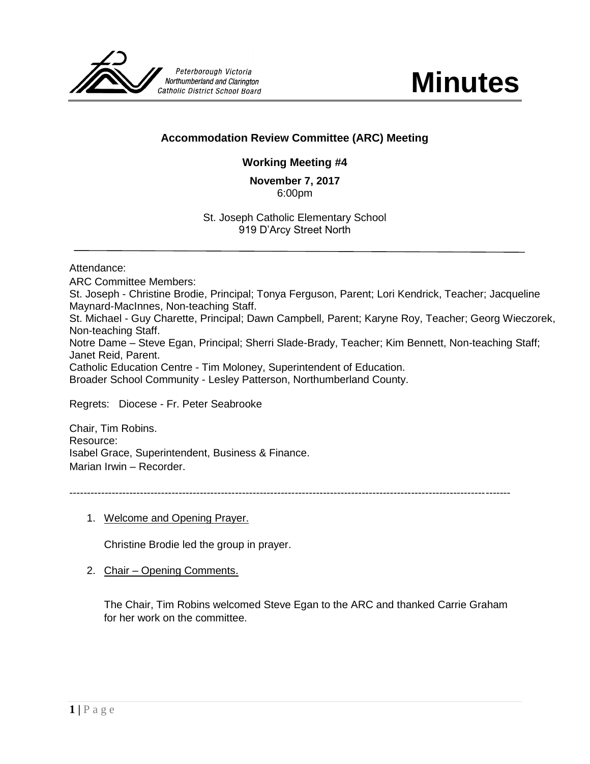Peterborough Victoria Northumberland and Clarington Catholic District School Board

# Minutes

## Accommodation Review Committee (ARC) Meeting

### Working Meeting #4

**November 7, 2017**
6:00pm

St. Joseph Catholic Elementary School
919 D'Arcy Street North

---

Attendance:

ARC Committee Members:

St. Joseph - Christine Brodie, Principal; Tonya Ferguson, Parent; Lori Kendrick, Teacher; Jacqueline Maynard-MacInnes, Non-teaching Staff.

St. Michael - Guy Charette, Principal; Dawn Campbell, Parent; Karyne Roy, Teacher; Georg Wieczorek, Non-teaching Staff.

Notre Dame – Steve Egan, Principal; Sherri Slade-Brady, Teacher; Kim Bennett, Non-teaching Staff; Janet Reid, Parent.

Catholic Education Centre - Tim Moloney, Superintendent of Education.

Broader School Community - Lesley Patterson, Northumberland County.

Regrets: Diocese - Fr. Peter Seabrooke

Chair, Tim Robins.

Resource:

Isabel Grace, Superintendent, Business & Finance.

Marian Irwin – Recorder.

---

1. Welcome and Opening Prayer.

   Christine Brodie led the group in prayer.

2. Chair – Opening Comments.

   The Chair, Tim Robins welcomed Steve Egan to the ARC and thanked Carrie Graham for her work on the committee.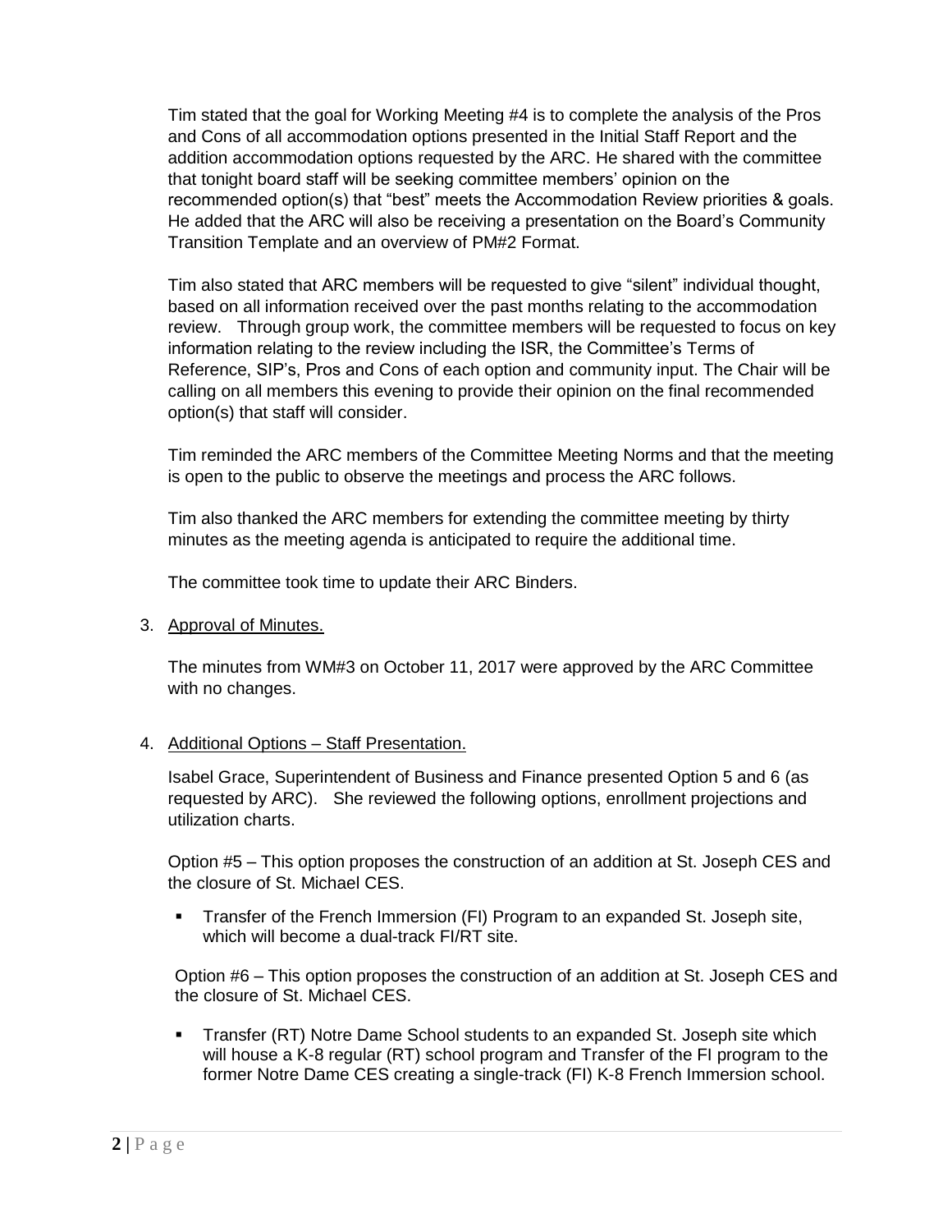Tim stated that the goal for Working Meeting #4 is to complete the analysis of the Pros and Cons of all accommodation options presented in the Initial Staff Report and the addition accommodation options requested by the ARC. He shared with the committee that tonight board staff will be seeking committee members' opinion on the recommended option(s) that "best" meets the Accommodation Review priorities & goals. He added that the ARC will also be receiving a presentation on the Board's Community Transition Template and an overview of PM#2 Format.

Tim also stated that ARC members will be requested to give "silent" individual thought, based on all information received over the past months relating to the accommodation review. Through group work, the committee members will be requested to focus on key information relating to the review including the ISR, the Committee's Terms of Reference, SIP's, Pros and Cons of each option and community input. The Chair will be calling on all members this evening to provide their opinion on the final recommended option(s) that staff will consider.

Tim reminded the ARC members of the Committee Meeting Norms and that the meeting is open to the public to observe the meetings and process the ARC follows.

Tim also thanked the ARC members for extending the committee meeting by thirty minutes as the meeting agenda is anticipated to require the additional time.

The committee took time to update their ARC Binders.

3. Approval of Minutes.

   The minutes from WM#3 on October 11, 2017 were approved by the ARC Committee with no changes.

4. Additional Options – Staff Presentation.

   Isabel Grace, Superintendent of Business and Finance presented Option 5 and 6 (as requested by ARC). She reviewed the following options, enrollment projections and utilization charts.

   Option #5 – This option proposes the construction of an addition at St. Joseph CES and the closure of St. Michael CES.

   - Transfer of the French Immersion (FI) Program to an expanded St. Joseph site, which will become a dual-track FI/RT site.

   Option #6 – This option proposes the construction of an addition at St. Joseph CES and the closure of St. Michael CES.

   - Transfer (RT) Notre Dame School students to an expanded St. Joseph site which will house a K-8 regular (RT) school program and Transfer of the FI program to the former Notre Dame CES creating a single-track (FI) K-8 French Immersion school.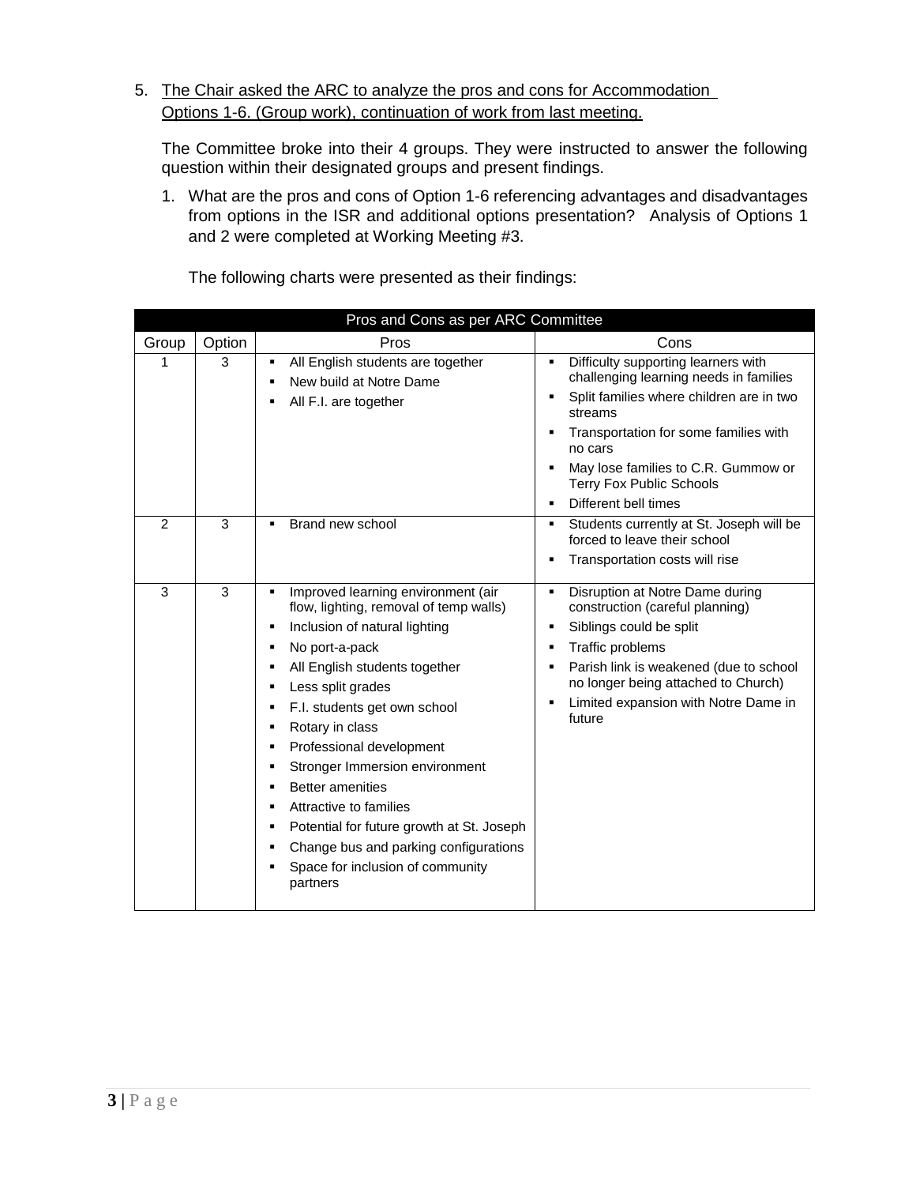5. <u>The Chair asked the ARC to analyze the pros and cons for Accommodation Options 1-6. (Group work), continuation of work from last meeting.</u>

   The Committee broke into their 4 groups. They were instructed to answer the following question within their designated groups and present findings.

   1. What are the pros and cons of Option 1-6 referencing advantages and disadvantages from options in the ISR and additional options presentation? Analysis of Options 1 and 2 were completed at Working Meeting #3.

      The following charts were presented as their findings:

| Pros and Cons as per ARC Committee | | | |
|---|---|---|---|
| Group | Option | Pros | Cons |
| 1 | 3 | ▪ All English students are together<br>▪ New build at Notre Dame<br>▪ All F.I. are together | ▪ Difficulty supporting learners with challenging learning needs in families<br>▪ Split families where children are in two streams<br>▪ Transportation for some families with no cars<br>▪ May lose families to C.R. Gummow or Terry Fox Public Schools<br>▪ Different bell times |
| 2 | 3 | ▪ Brand new school | ▪ Students currently at St. Joseph will be forced to leave their school<br>▪ Transportation costs will rise |
| 3 | 3 | ▪ Improved learning environment (air flow, lighting, removal of temp walls)<br>▪ Inclusion of natural lighting<br>▪ No port-a-pack<br>▪ All English students together<br>▪ Less split grades<br>▪ F.I. students get own school<br>▪ Rotary in class<br>▪ Professional development<br>▪ Stronger Immersion environment<br>▪ Better amenities<br>▪ Attractive to families<br>▪ Potential for future growth at St. Joseph<br>▪ Change bus and parking configurations<br>▪ Space for inclusion of community partners | ▪ Disruption at Notre Dame during construction (careful planning)<br>▪ Siblings could be split<br>▪ Traffic problems<br>▪ Parish link is weakened (due to school no longer being attached to Church)<br>▪ Limited expansion with Notre Dame in future |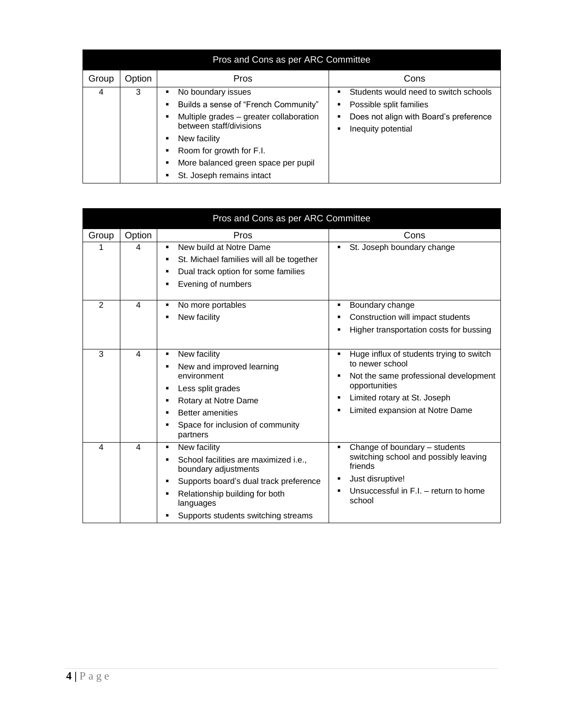| Pros and Cons as per ARC Committee | | | |
|---|---|---|---|
| Group | Option | Pros | Cons |
| 4 | 3 | ▪ No boundary issues<br>▪ Builds a sense of "French Community"<br>▪ Multiple grades – greater collaboration between staff/divisions<br>▪ New facility<br>▪ Room for growth for F.I.<br>▪ More balanced green space per pupil<br>▪ St. Joseph remains intact | ▪ Students would need to switch schools<br>▪ Possible split families<br>▪ Does not align with Board's preference<br>▪ Inequity potential |

| Pros and Cons as per ARC Committee | | | |
|---|---|---|---|
| Group | Option | Pros | Cons |
| 1 | 4 | ▪ New build at Notre Dame<br>▪ St. Michael families will all be together<br>▪ Dual track option for some families<br>▪ Evening of numbers | ▪ St. Joseph boundary change |
| 2 | 4 | ▪ No more portables<br>▪ New facility | ▪ Boundary change<br>▪ Construction will impact students<br>▪ Higher transportation costs for bussing |
| 3 | 4 | ▪ New facility<br>▪ New and improved learning environment<br>▪ Less split grades<br>▪ Rotary at Notre Dame<br>▪ Better amenities<br>▪ Space for inclusion of community partners | ▪ Huge influx of students trying to switch to newer school<br>▪ Not the same professional development opportunities<br>▪ Limited rotary at St. Joseph<br>▪ Limited expansion at Notre Dame |
| 4 | 4 | ▪ New facility<br>▪ School facilities are maximized i.e., boundary adjustments<br>▪ Supports board's dual track preference<br>▪ Relationship building for both languages<br>▪ Supports students switching streams | ▪ Change of boundary – students switching school and possibly leaving friends<br>▪ Just disruptive!<br>▪ Unsuccessful in F.I. – return to home school |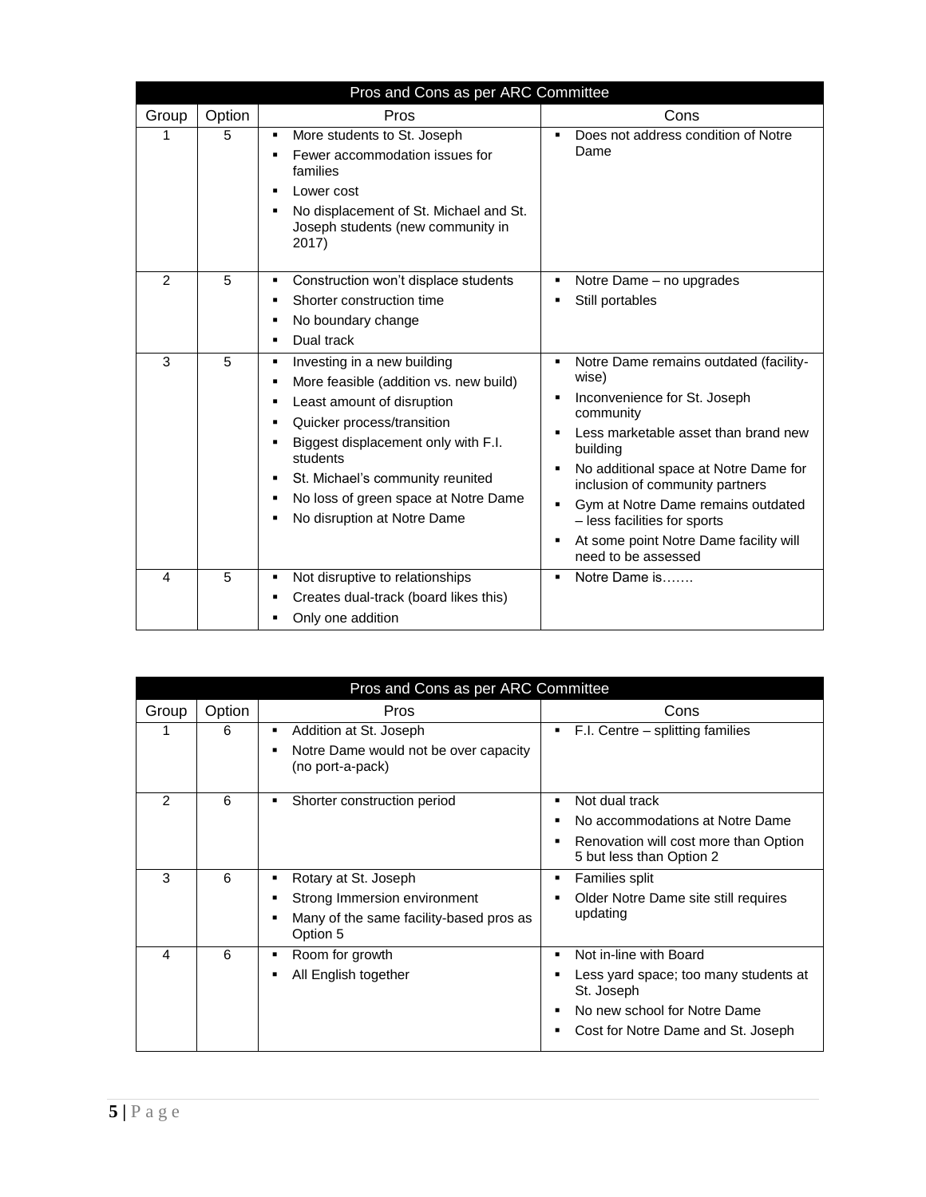| Pros and Cons as per ARC Committee | | | |
|---|---|---|---|
| Group | Option | Pros | Cons |
| 1 | 5 | ▪ More students to St. Joseph<br>▪ Fewer accommodation issues for families<br>▪ Lower cost<br>▪ No displacement of St. Michael and St. Joseph students (new community in 2017) | ▪ Does not address condition of Notre Dame |
| 2 | 5 | ▪ Construction won't displace students<br>▪ Shorter construction time<br>▪ No boundary change<br>▪ Dual track | ▪ Notre Dame – no upgrades<br>▪ Still portables |
| 3 | 5 | ▪ Investing in a new building<br>▪ More feasible (addition vs. new build)<br>▪ Least amount of disruption<br>▪ Quicker process/transition<br>▪ Biggest displacement only with F.I. students<br>▪ St. Michael's community reunited<br>▪ No loss of green space at Notre Dame<br>▪ No disruption at Notre Dame | ▪ Notre Dame remains outdated (facility-wise)<br>▪ Inconvenience for St. Joseph community<br>▪ Less marketable asset than brand new building<br>▪ No additional space at Notre Dame for inclusion of community partners<br>▪ Gym at Notre Dame remains outdated – less facilities for sports<br>▪ At some point Notre Dame facility will need to be assessed |
| 4 | 5 | ▪ Not disruptive to relationships<br>▪ Creates dual-track (board likes this)<br>▪ Only one addition | ▪ Notre Dame is……. |

| Pros and Cons as per ARC Committee | | | |
|---|---|---|---|
| Group | Option | Pros | Cons |
| 1 | 6 | ▪ Addition at St. Joseph<br>▪ Notre Dame would not be over capacity (no port-a-pack) | ▪ F.I. Centre – splitting families |
| 2 | 6 | ▪ Shorter construction period | ▪ Not dual track<br>▪ No accommodations at Notre Dame<br>▪ Renovation will cost more than Option 5 but less than Option 2 |
| 3 | 6 | ▪ Rotary at St. Joseph<br>▪ Strong Immersion environment<br>▪ Many of the same facility-based pros as Option 5 | ▪ Families split<br>▪ Older Notre Dame site still requires updating |
| 4 | 6 | ▪ Room for growth<br>▪ All English together | ▪ Not in-line with Board<br>▪ Less yard space; too many students at St. Joseph<br>▪ No new school for Notre Dame<br>▪ Cost for Notre Dame and St. Joseph |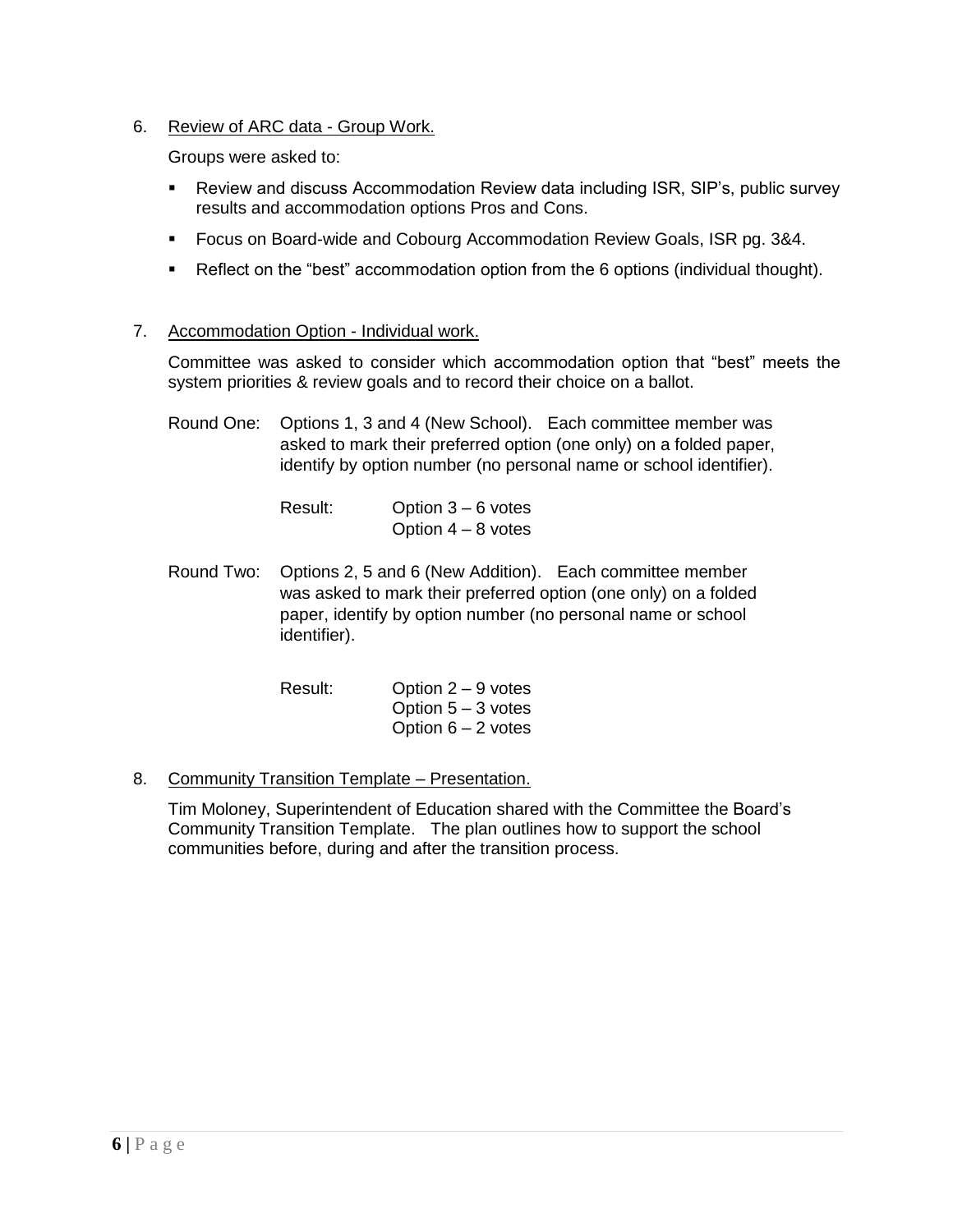6. Review of ARC data - Group Work.

   Groups were asked to:

   - Review and discuss Accommodation Review data including ISR, SIP's, public survey results and accommodation options Pros and Cons.
   - Focus on Board-wide and Cobourg Accommodation Review Goals, ISR pg. 3&4.
   - Reflect on the "best" accommodation option from the 6 options (individual thought).

7. Accommodation Option - Individual work.

   Committee was asked to consider which accommodation option that "best" meets the system priorities & review goals and to record their choice on a ballot.

   Round One: Options 1, 3 and 4 (New School). Each committee member was asked to mark their preferred option (one only) on a folded paper, identify by option number (no personal name or school identifier).

   Result:
   Option 3 – 6 votes
   Option 4 – 8 votes

   Round Two: Options 2, 5 and 6 (New Addition). Each committee member was asked to mark their preferred option (one only) on a folded paper, identify by option number (no personal name or school identifier).

   Result:
   Option 2 – 9 votes
   Option 5 – 3 votes
   Option 6 – 2 votes

8. Community Transition Template – Presentation.

   Tim Moloney, Superintendent of Education shared with the Committee the Board's Community Transition Template. The plan outlines how to support the school communities before, during and after the transition process.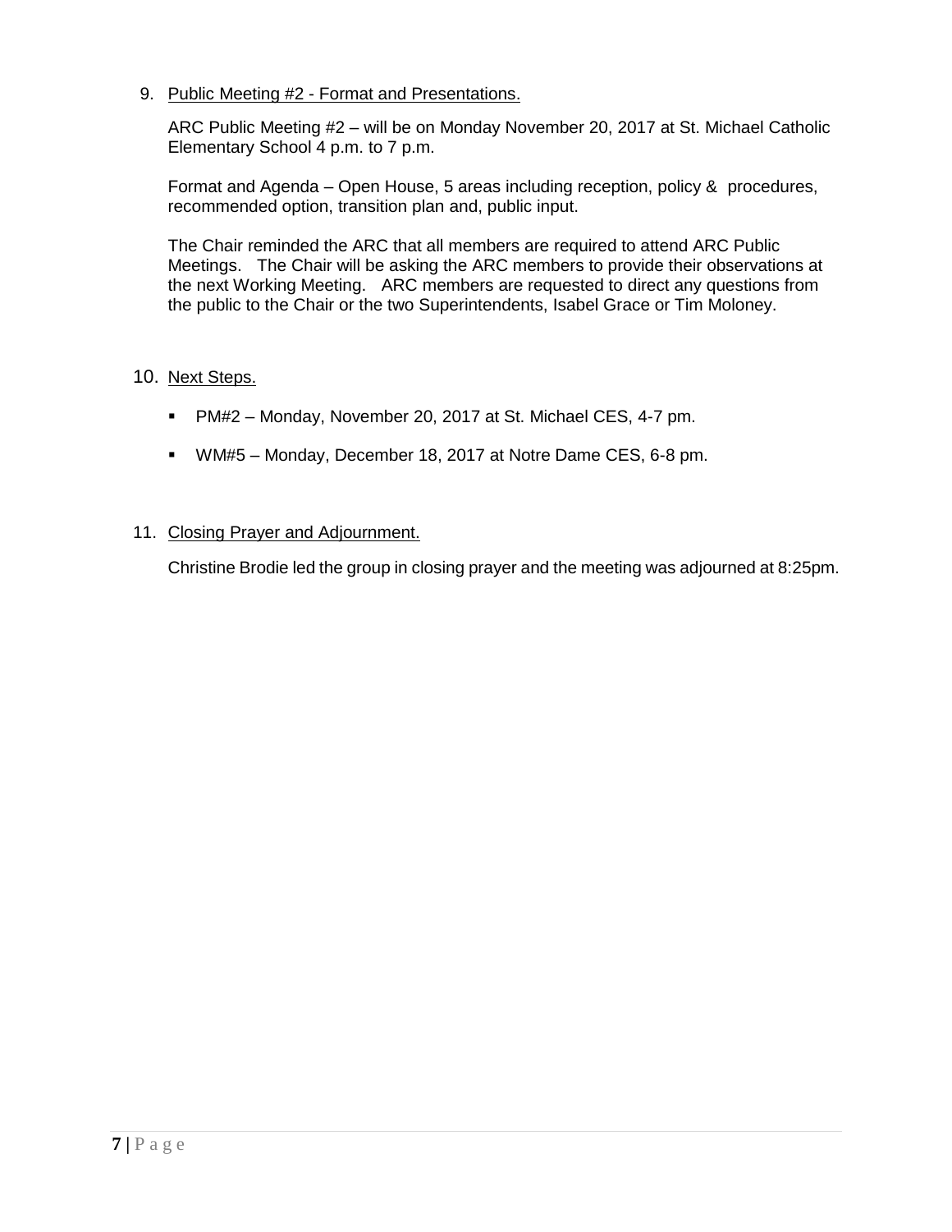9. <u>Public Meeting #2 - Format and Presentations.</u>

   ARC Public Meeting #2 – will be on Monday November 20, 2017 at St. Michael Catholic Elementary School 4 p.m. to 7 p.m.

   Format and Agenda – Open House, 5 areas including reception, policy & procedures, recommended option, transition plan and, public input.

   The Chair reminded the ARC that all members are required to attend ARC Public Meetings. The Chair will be asking the ARC members to provide their observations at the next Working Meeting. ARC members are requested to direct any questions from the public to the Chair or the two Superintendents, Isabel Grace or Tim Moloney.

10. <u>Next Steps.</u>

    - PM#2 – Monday, November 20, 2017 at St. Michael CES, 4-7 pm.
    - WM#5 – Monday, December 18, 2017 at Notre Dame CES, 6-8 pm.

11. <u>Closing Prayer and Adjournment.</u>

    Christine Brodie led the group in closing prayer and the meeting was adjourned at 8:25pm.